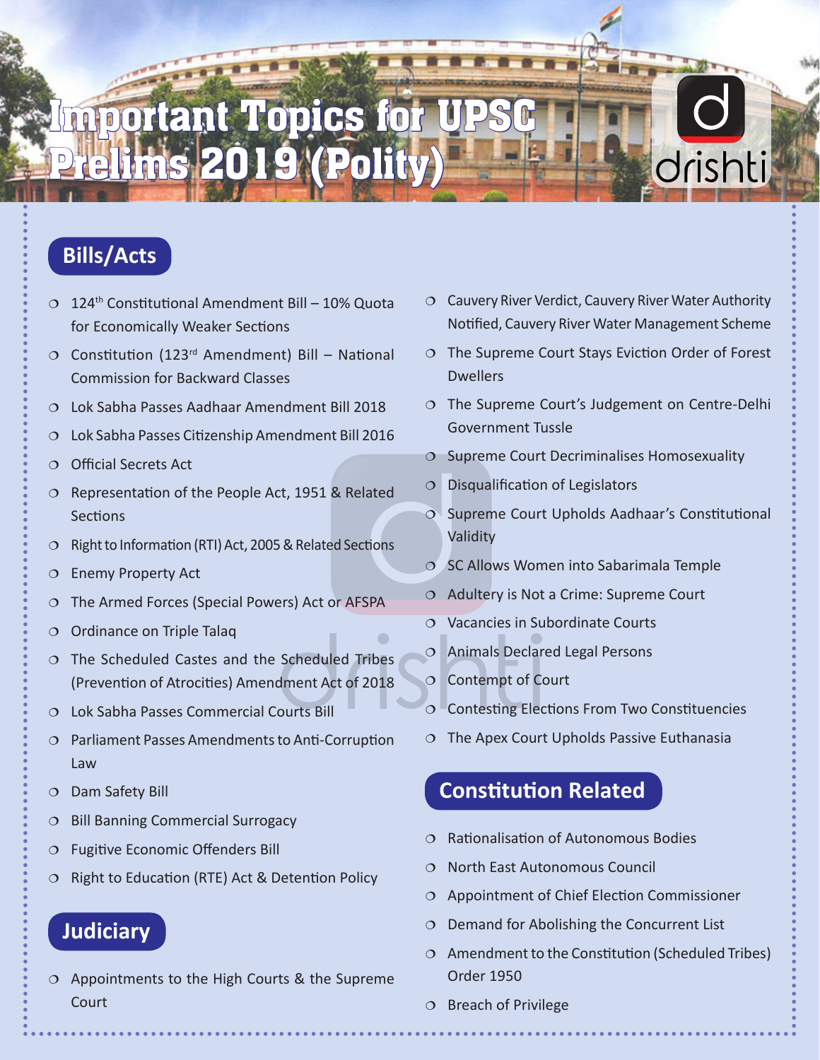# Important Topics for UPSC Prelims 2019 (Polity)

## Bills/Acts

- 124th Constitutional Amendment Bill – 10% Quota for Economically Weaker Sections
- Constitution (123rd Amendment) Bill – National Commission for Backward Classes
- Lok Sabha Passes Aadhaar Amendment Bill 2018
- Lok Sabha Passes Citizenship Amendment Bill 2016
- Official Secrets Act
- Representation of the People Act, 1951 & Related Sections
- Right to Information (RTI) Act, 2005 & Related Sections
- Enemy Property Act
- The Armed Forces (Special Powers) Act or AFSPA
- Ordinance on Triple Talaq
- The Scheduled Castes and the Scheduled Tribes (Prevention of Atrocities) Amendment Act of 2018
- Lok Sabha Passes Commercial Courts Bill
- Parliament Passes Amendments to Anti-Corruption Law
- Dam Safety Bill
- Bill Banning Commercial Surrogacy
- Fugitive Economic Offenders Bill
- Right to Education (RTE) Act & Detention Policy

## Judiciary

- Appointments to the High Courts & the Supreme Court
- Cauvery River Verdict, Cauvery River Water Authority Notified, Cauvery River Water Management Scheme
- The Supreme Court Stays Eviction Order of Forest Dwellers
- The Supreme Court's Judgement on Centre-Delhi Government Tussle
- Supreme Court Decriminalises Homosexuality
- Disqualification of Legislators
- Supreme Court Upholds Aadhaar's Constitutional Validity
- SC Allows Women into Sabarimala Temple
- Adultery is Not a Crime: Supreme Court
- Vacancies in Subordinate Courts
- Animals Declared Legal Persons
- Contempt of Court
- Contesting Elections From Two Constituencies
- The Apex Court Upholds Passive Euthanasia

## Constitution Related

- Rationalisation of Autonomous Bodies
- North East Autonomous Council
- Appointment of Chief Election Commissioner
- Demand for Abolishing the Concurrent List
- Amendment to the Constitution (Scheduled Tribes) Order 1950
- Breach of Privilege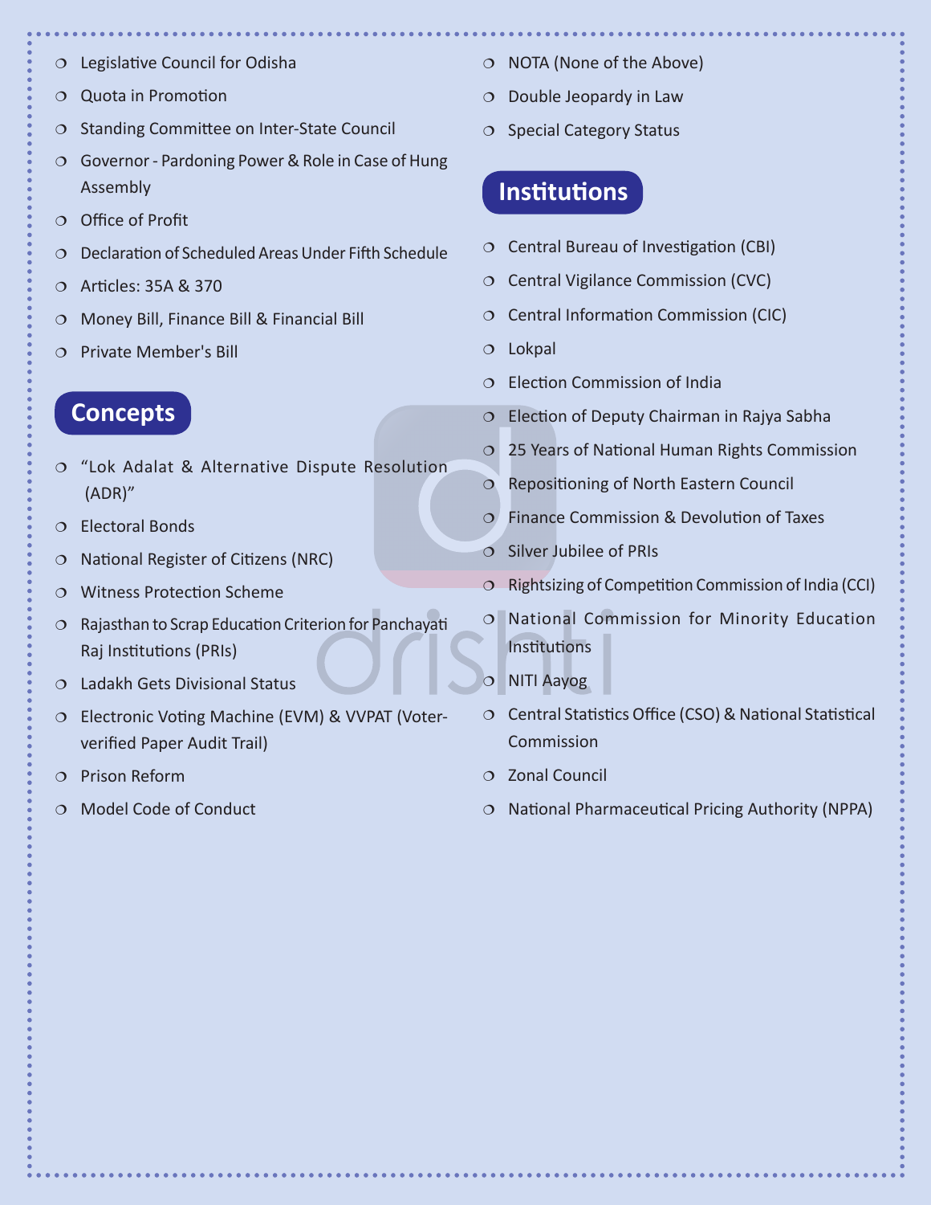- Legislative Council for Odisha
- Quota in Promotion
- Standing Committee on Inter-State Council
- Governor - Pardoning Power & Role in Case of Hung Assembly
- Office of Profit
- Declaration of Scheduled Areas Under Fifth Schedule
- Articles: 35A & 370
- Money Bill, Finance Bill & Financial Bill
- Private Member's Bill

## Concepts

- "Lok Adalat & Alternative Dispute Resolution (ADR)"
- Electoral Bonds
- National Register of Citizens (NRC)
- Witness Protection Scheme
- Rajasthan to Scrap Education Criterion for Panchayati Raj Institutions (PRIs)
- Ladakh Gets Divisional Status
- Electronic Voting Machine (EVM) & VVPAT (Voter-verified Paper Audit Trail)
- Prison Reform
- Model Code of Conduct
- NOTA (None of the Above)
- Double Jeopardy in Law
- Special Category Status

## Institutions

- Central Bureau of Investigation (CBI)
- Central Vigilance Commission (CVC)
- Central Information Commission (CIC)
- Lokpal
- Election Commission of India
- Election of Deputy Chairman in Rajya Sabha
- 25 Years of National Human Rights Commission
- Repositioning of North Eastern Council
- Finance Commission & Devolution of Taxes
- Silver Jubilee of PRIs
- Rightsizing of Competition Commission of India (CCI)
- National Commission for Minority Education Institutions
- NITI Aayog
- Central Statistics Office (CSO) & National Statistical Commission
- Zonal Council
- National Pharmaceutical Pricing Authority (NPPA)